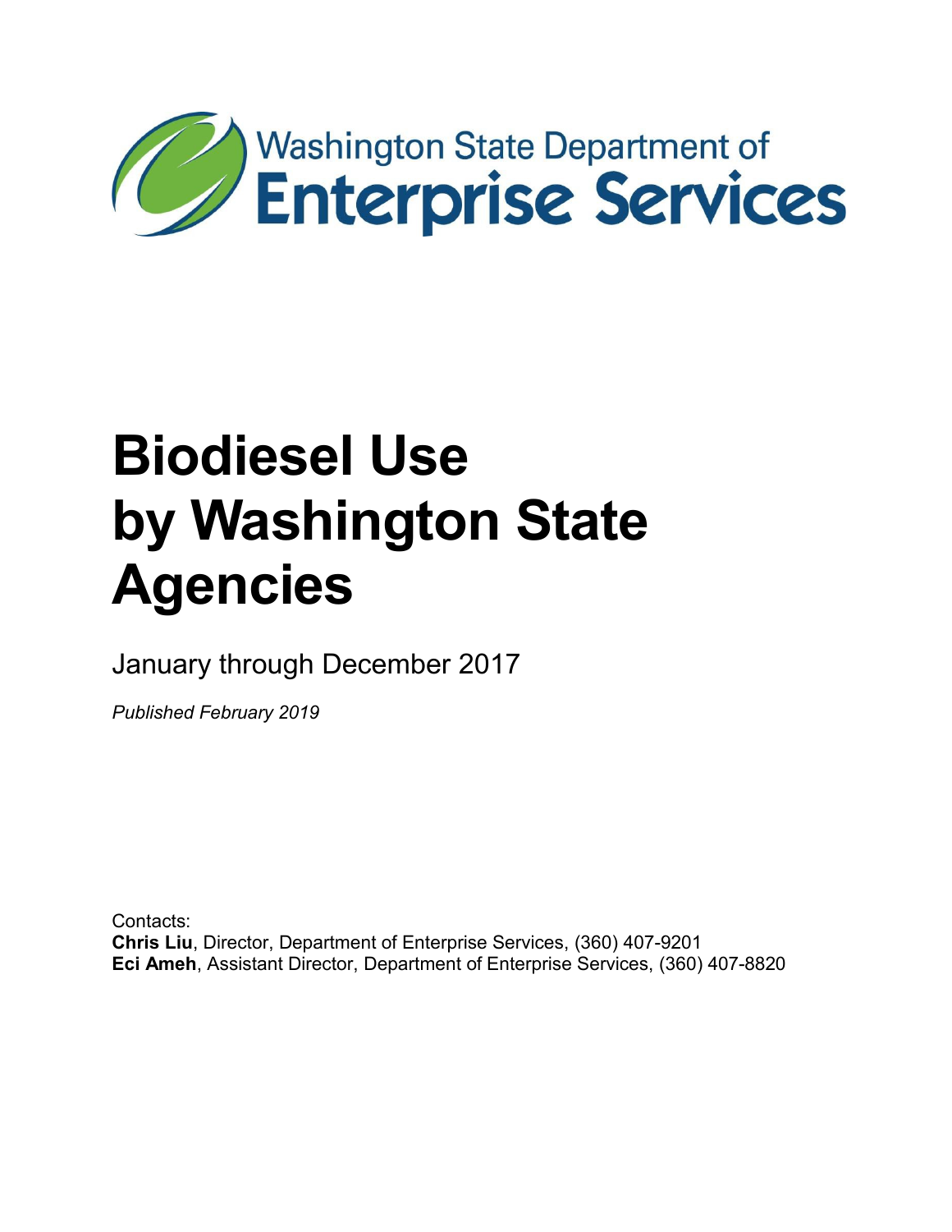Washington State Department of
**Enterprise Services**

# Biodiesel Use by Washington State Agencies

January through December 2017

*Published February 2019*

Contacts:
**Chris Liu**, Director, Department of Enterprise Services, (360) 407-9201
**Eci Ameh**, Assistant Director, Department of Enterprise Services, (360) 407-8820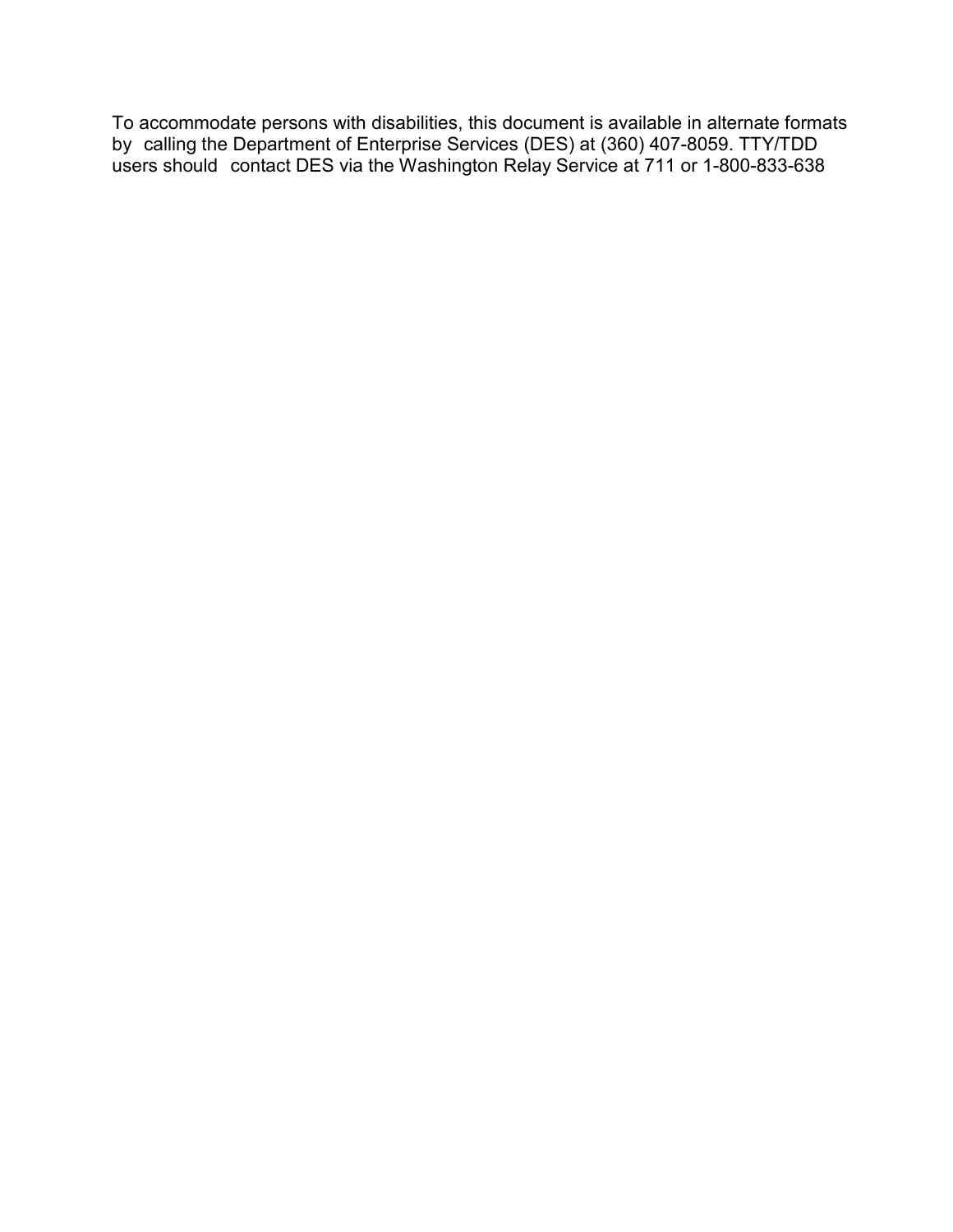To accommodate persons with disabilities, this document is available in alternate formats by calling the Department of Enterprise Services (DES) at (360) 407-8059. TTY/TDD users should contact DES via the Washington Relay Service at 711 or 1-800-833-638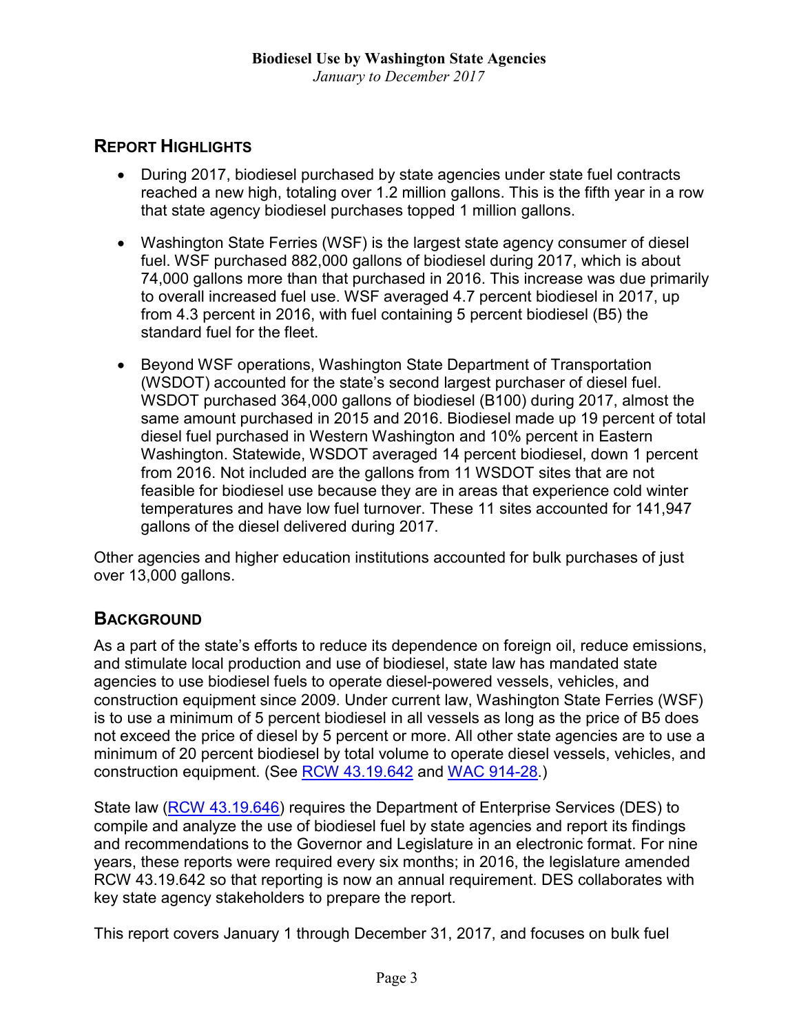## REPORT HIGHLIGHTS

- During 2017, biodiesel purchased by state agencies under state fuel contracts reached a new high, totaling over 1.2 million gallons. This is the fifth year in a row that state agency biodiesel purchases topped 1 million gallons.
- Washington State Ferries (WSF) is the largest state agency consumer of diesel fuel. WSF purchased 882,000 gallons of biodiesel during 2017, which is about 74,000 gallons more than that purchased in 2016. This increase was due primarily to overall increased fuel use. WSF averaged 4.7 percent biodiesel in 2017, up from 4.3 percent in 2016, with fuel containing 5 percent biodiesel (B5) the standard fuel for the fleet.
- Beyond WSF operations, Washington State Department of Transportation (WSDOT) accounted for the state's second largest purchaser of diesel fuel. WSDOT purchased 364,000 gallons of biodiesel (B100) during 2017, almost the same amount purchased in 2015 and 2016. Biodiesel made up 19 percent of total diesel fuel purchased in Western Washington and 10% percent in Eastern Washington. Statewide, WSDOT averaged 14 percent biodiesel, down 1 percent from 2016. Not included are the gallons from 11 WSDOT sites that are not feasible for biodiesel use because they are in areas that experience cold winter temperatures and have low fuel turnover. These 11 sites accounted for 141,947 gallons of the diesel delivered during 2017.

Other agencies and higher education institutions accounted for bulk purchases of just over 13,000 gallons.

## BACKGROUND

As a part of the state's efforts to reduce its dependence on foreign oil, reduce emissions, and stimulate local production and use of biodiesel, state law has mandated state agencies to use biodiesel fuels to operate diesel-powered vessels, vehicles, and construction equipment since 2009. Under current law, Washington State Ferries (WSF) is to use a minimum of 5 percent biodiesel in all vessels as long as the price of B5 does not exceed the price of diesel by 5 percent or more. All other state agencies are to use a minimum of 20 percent biodiesel by total volume to operate diesel vessels, vehicles, and construction equipment. (See [RCW 43.19.642] and [WAC 914-28].)

State law ([RCW 43.19.646]) requires the Department of Enterprise Services (DES) to compile and analyze the use of biodiesel fuel by state agencies and report its findings and recommendations to the Governor and Legislature in an electronic format. For nine years, these reports were required every six months; in 2016, the legislature amended RCW 43.19.642 so that reporting is now an annual requirement. DES collaborates with key state agency stakeholders to prepare the report.

This report covers January 1 through December 31, 2017, and focuses on bulk fuel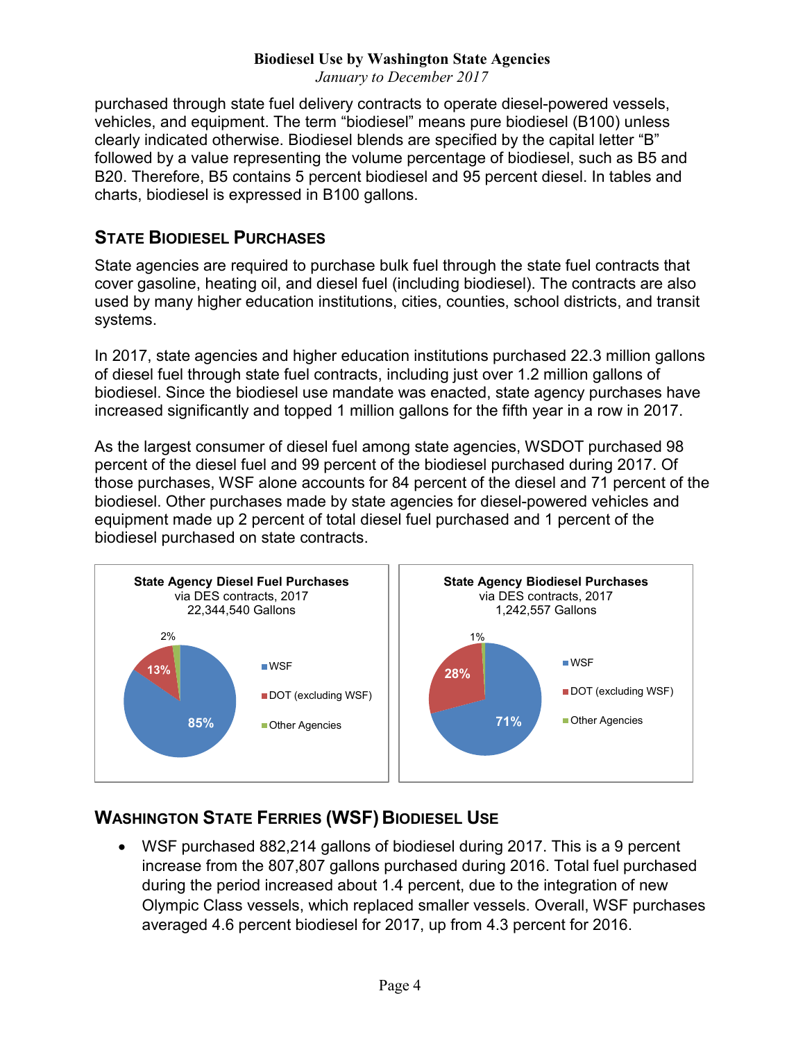purchased through state fuel delivery contracts to operate diesel-powered vessels, vehicles, and equipment. The term "biodiesel" means pure biodiesel (B100) unless clearly indicated otherwise. Biodiesel blends are specified by the capital letter "B" followed by a value representing the volume percentage of biodiesel, such as B5 and B20. Therefore, B5 contains 5 percent biodiesel and 95 percent diesel. In tables and charts, biodiesel is expressed in B100 gallons.

## State Biodiesel Purchases

State agencies are required to purchase bulk fuel through the state fuel contracts that cover gasoline, heating oil, and diesel fuel (including biodiesel). The contracts are also used by many higher education institutions, cities, counties, school districts, and transit systems.

In 2017, state agencies and higher education institutions purchased 22.3 million gallons of diesel fuel through state fuel contracts, including just over 1.2 million gallons of biodiesel. Since the biodiesel use mandate was enacted, state agency purchases have increased significantly and topped 1 million gallons for the fifth year in a row in 2017.

As the largest consumer of diesel fuel among state agencies, WSDOT purchased 98 percent of the diesel fuel and 99 percent of the biodiesel purchased during 2017. Of those purchases, WSF alone accounts for 84 percent of the diesel and 71 percent of the biodiesel. Other purchases made by state agencies for diesel-powered vehicles and equipment made up 2 percent of total diesel fuel purchased and 1 percent of the biodiesel purchased on state contracts.

**State Agency Diesel Fuel Purchases**
via DES contracts, 2017
22,344,540 Gallons

| Purchaser | Share |
|---|---|
| WSF | 85% |
| DOT (excluding WSF) | 13% |
| Other Agencies | 2% |

**State Agency Biodiesel Purchases**
via DES contracts, 2017
1,242,557 Gallons

| Purchaser | Share |
|---|---|
| WSF | 71% |
| DOT (excluding WSF) | 28% |
| Other Agencies | 1% |

## Washington State Ferries (WSF) Biodiesel Use

- WSF purchased 882,214 gallons of biodiesel during 2017. This is a 9 percent increase from the 807,807 gallons purchased during 2016. Total fuel purchased during the period increased about 1.4 percent, due to the integration of new Olympic Class vessels, which replaced smaller vessels. Overall, WSF purchases averaged 4.6 percent biodiesel for 2017, up from 4.3 percent for 2016.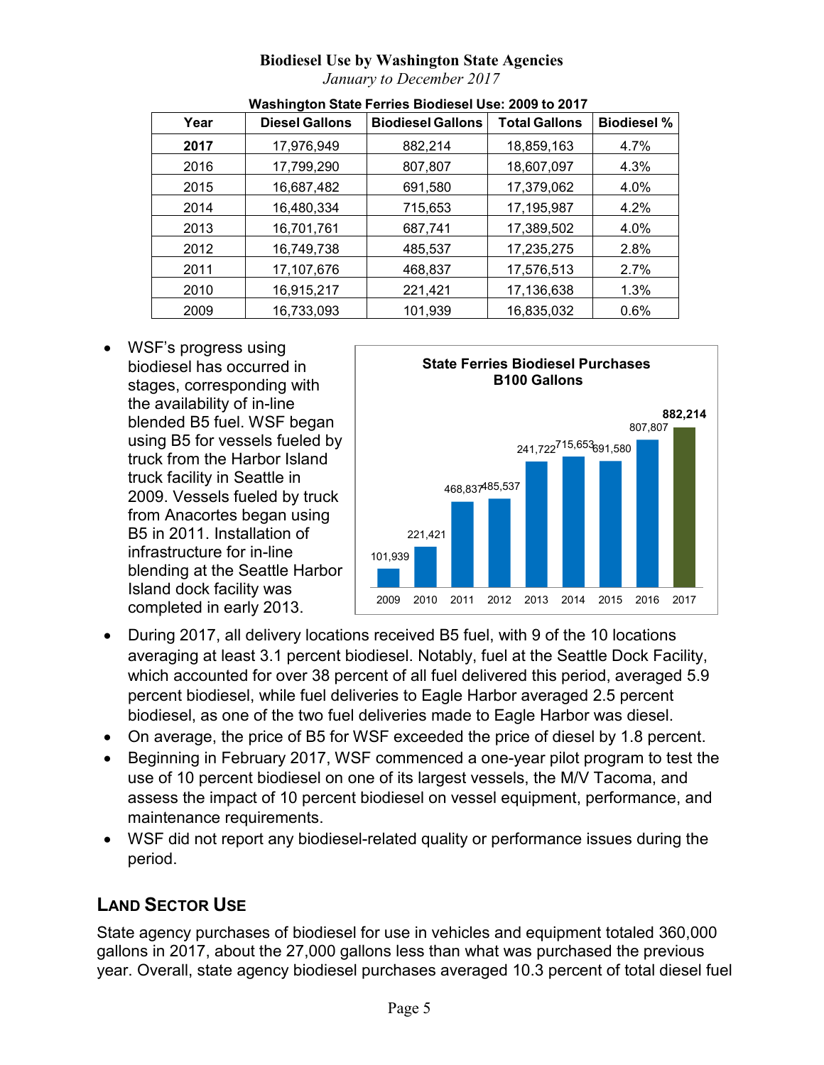**Biodiesel Use by Washington State Agencies**

*January to December 2017*

**Washington State Ferries Biodiesel Use: 2009 to 2017**

| Year | Diesel Gallons | Biodiesel Gallons | Total Gallons | Biodiesel % |
|---|---|---|---|---|
| **2017** | 17,976,949 | 882,214 | 18,859,163 | 4.7% |
| 2016 | 17,799,290 | 807,807 | 18,607,097 | 4.3% |
| 2015 | 16,687,482 | 691,580 | 17,379,062 | 4.0% |
| 2014 | 16,480,334 | 715,653 | 17,195,987 | 4.2% |
| 2013 | 16,701,761 | 687,741 | 17,389,502 | 4.0% |
| 2012 | 16,749,738 | 485,537 | 17,235,275 | 2.8% |
| 2011 | 17,107,676 | 468,837 | 17,576,513 | 2.7% |
| 2010 | 16,915,217 | 221,421 | 17,136,638 | 1.3% |
| 2009 | 16,733,093 | 101,939 | 16,835,032 | 0.6% |

**State Ferries Biodiesel Purchases B100 Gallons**

| Year | B100 Gallons |
|---|---|
| 2009 | 101,939 |
| 2010 | 221,421 |
| 2011 | 468,837 |
| 2012 | 485,537 |
| 2013 | 241,722 |
| 2014 | 715,653 |
| 2015 | 691,580 |
| 2016 | 807,807 |
| 2017 | 882,214 |

- WSF's progress using biodiesel has occurred in stages, corresponding with the availability of in-line blended B5 fuel. WSF began using B5 for vessels fueled by truck from the Harbor Island truck facility in Seattle in 2009. Vessels fueled by truck from Anacortes began using B5 in 2011. Installation of infrastructure for in-line blending at the Seattle Harbor Island dock facility was completed in early 2013.
- During 2017, all delivery locations received B5 fuel, with 9 of the 10 locations averaging at least 3.1 percent biodiesel. Notably, fuel at the Seattle Dock Facility, which accounted for over 38 percent of all fuel delivered this period, averaged 5.9 percent biodiesel, while fuel deliveries to Eagle Harbor averaged 2.5 percent biodiesel, as one of the two fuel deliveries made to Eagle Harbor was diesel.
- On average, the price of B5 for WSF exceeded the price of diesel by 1.8 percent.
- Beginning in February 2017, WSF commenced a one-year pilot program to test the use of 10 percent biodiesel on one of its largest vessels, the M/V Tacoma, and assess the impact of 10 percent biodiesel on vessel equipment, performance, and maintenance requirements.
- WSF did not report any biodiesel-related quality or performance issues during the period.

## LAND SECTOR USE

State agency purchases of biodiesel for use in vehicles and equipment totaled 360,000 gallons in 2017, about the 27,000 gallons less than what was purchased the previous year. Overall, state agency biodiesel purchases averaged 10.3 percent of total diesel fuel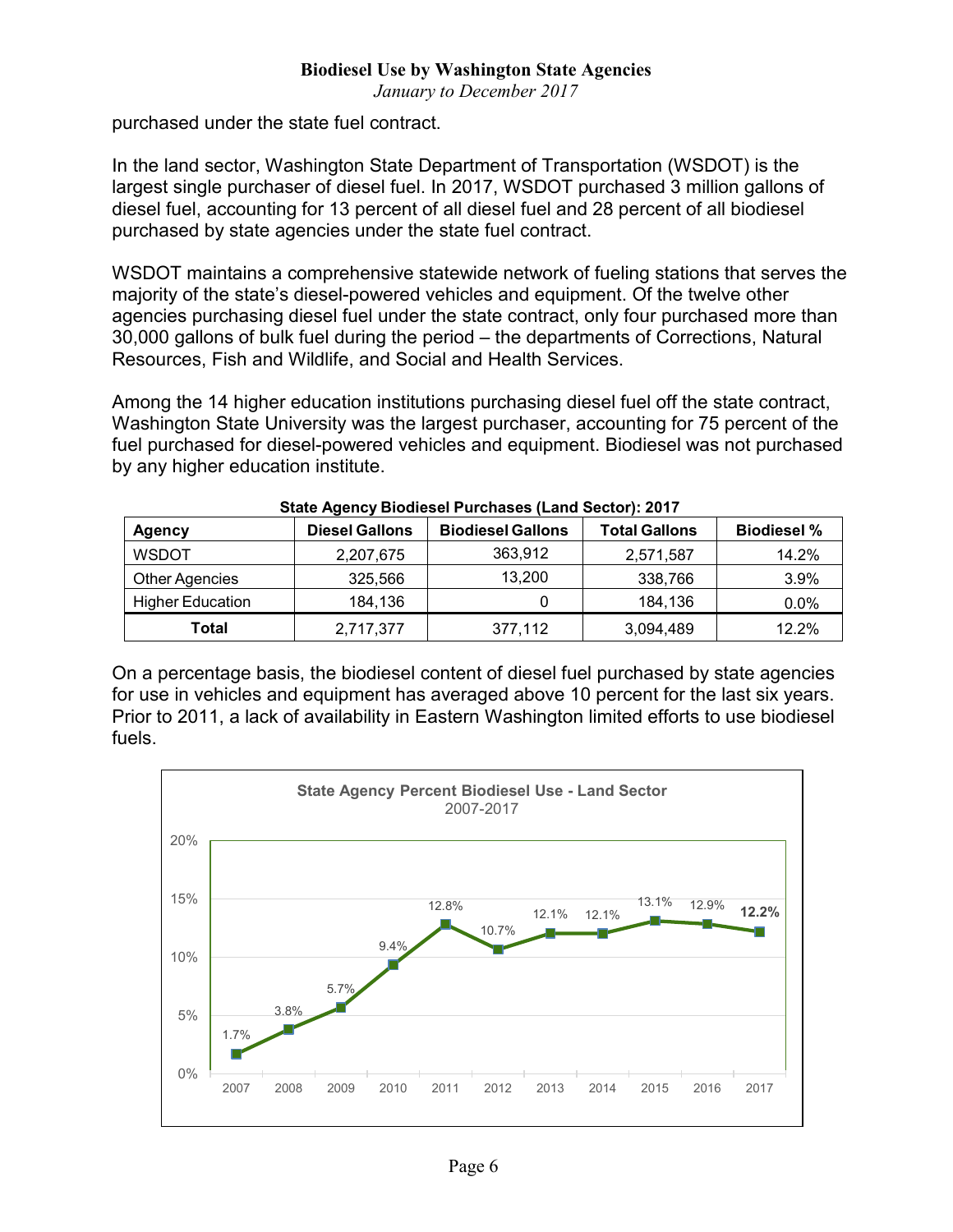purchased under the state fuel contract.

In the land sector, Washington State Department of Transportation (WSDOT) is the largest single purchaser of diesel fuel. In 2017, WSDOT purchased 3 million gallons of diesel fuel, accounting for 13 percent of all diesel fuel and 28 percent of all biodiesel purchased by state agencies under the state fuel contract.

WSDOT maintains a comprehensive statewide network of fueling stations that serves the majority of the state's diesel-powered vehicles and equipment. Of the twelve other agencies purchasing diesel fuel under the state contract, only four purchased more than 30,000 gallons of bulk fuel during the period – the departments of Corrections, Natural Resources, Fish and Wildlife, and Social and Health Services.

Among the 14 higher education institutions purchasing diesel fuel off the state contract, Washington State University was the largest purchaser, accounting for 75 percent of the fuel purchased for diesel-powered vehicles and equipment. Biodiesel was not purchased by any higher education institute.

**State Agency Biodiesel Purchases (Land Sector): 2017**

| Agency | Diesel Gallons | Biodiesel Gallons | Total Gallons | Biodiesel % |
|---|---|---|---|---|
| WSDOT | 2,207,675 | 363,912 | 2,571,587 | 14.2% |
| Other Agencies | 325,566 | 13,200 | 338,766 | 3.9% |
| Higher Education | 184,136 | 0 | 184,136 | 0.0% |
| **Total** | 2,717,377 | 377,112 | 3,094,489 | 12.2% |

On a percentage basis, the biodiesel content of diesel fuel purchased by state agencies for use in vehicles and equipment has averaged above 10 percent for the last six years. Prior to 2011, a lack of availability in Eastern Washington limited efforts to use biodiesel fuels.

**State Agency Percent Biodiesel Use - Land Sector**
2007-2017

| Year | 2007 | 2008 | 2009 | 2010 | 2011 | 2012 | 2013 | 2014 | 2015 | 2016 | 2017 |
|---|---|---|---|---|---|---|---|---|---|---|---|
| Percent | 1.7% | 3.8% | 5.7% | 9.4% | 12.8% | 10.7% | 12.1% | 12.1% | 13.1% | 12.9% | 12.2% |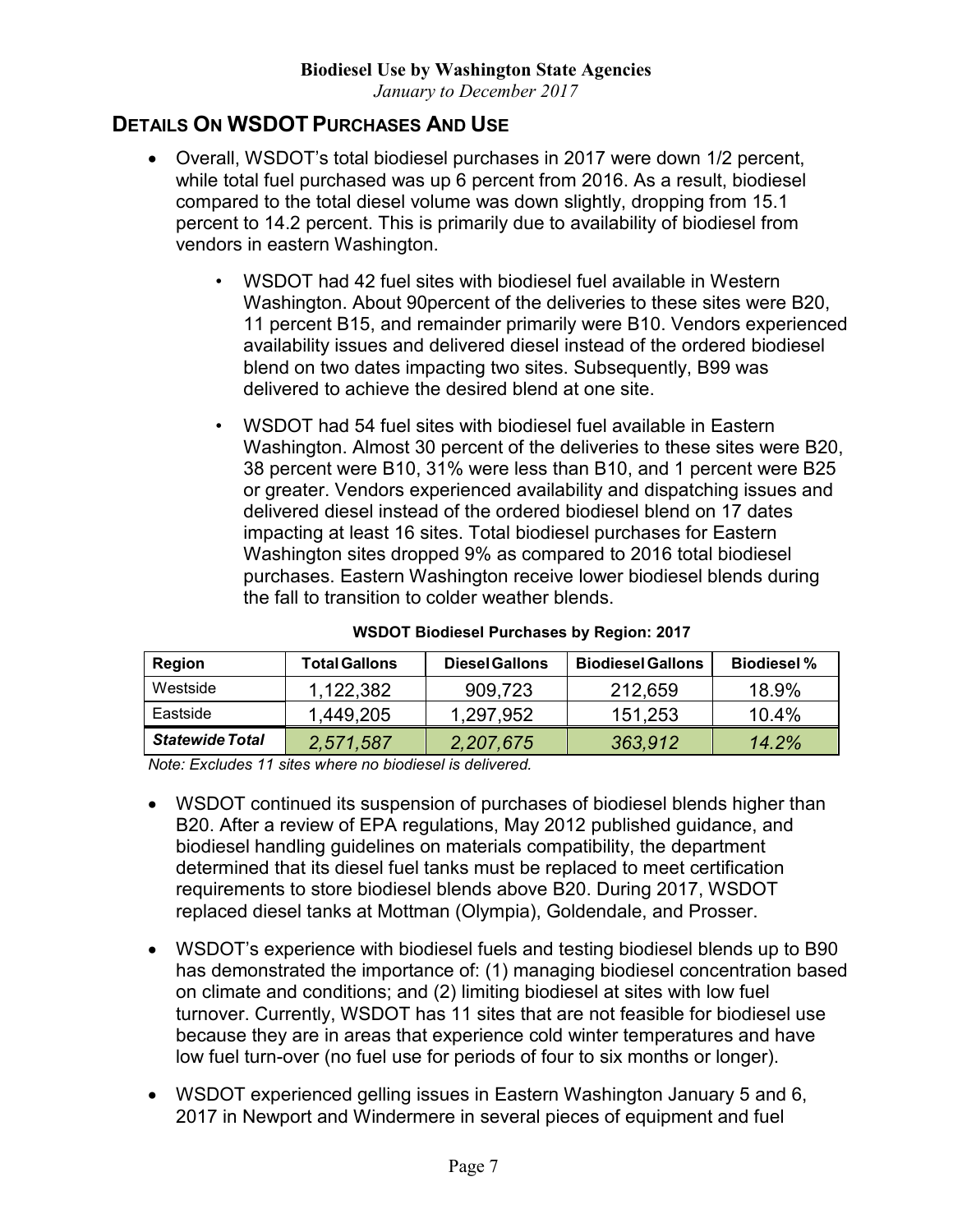## DETAILS ON WSDOT PURCHASES AND USE

- Overall, WSDOT's total biodiesel purchases in 2017 were down 1/2 percent, while total fuel purchased was up 6 percent from 2016. As a result, biodiesel compared to the total diesel volume was down slightly, dropping from 15.1 percent to 14.2 percent. This is primarily due to availability of biodiesel from vendors in eastern Washington.
  - WSDOT had 42 fuel sites with biodiesel fuel available in Western Washington. About 90percent of the deliveries to these sites were B20, 11 percent B15, and remainder primarily were B10. Vendors experienced availability issues and delivered diesel instead of the ordered biodiesel blend on two dates impacting two sites. Subsequently, B99 was delivered to achieve the desired blend at one site.
  - WSDOT had 54 fuel sites with biodiesel fuel available in Eastern Washington. Almost 30 percent of the deliveries to these sites were B20, 38 percent were B10, 31% were less than B10, and 1 percent were B25 or greater. Vendors experienced availability and dispatching issues and delivered diesel instead of the ordered biodiesel blend on 17 dates impacting at least 16 sites. Total biodiesel purchases for Eastern Washington sites dropped 9% as compared to 2016 total biodiesel purchases. Eastern Washington receive lower biodiesel blends during the fall to transition to colder weather blends.

**WSDOT Biodiesel Purchases by Region: 2017**

| Region | Total Gallons | Diesel Gallons | Biodiesel Gallons | Biodiesel % |
|---|---|---|---|---|
| Westside | 1,122,382 | 909,723 | 212,659 | 18.9% |
| Eastside | 1,449,205 | 1,297,952 | 151,253 | 10.4% |
| ***Statewide Total*** | *2,571,587* | *2,207,675* | *363,912* | *14.2%* |

*Note: Excludes 11 sites where no biodiesel is delivered.*

- WSDOT continued its suspension of purchases of biodiesel blends higher than B20. After a review of EPA regulations, May 2012 published guidance, and biodiesel handling guidelines on materials compatibility, the department determined that its diesel fuel tanks must be replaced to meet certification requirements to store biodiesel blends above B20. During 2017, WSDOT replaced diesel tanks at Mottman (Olympia), Goldendale, and Prosser.
- WSDOT's experience with biodiesel fuels and testing biodiesel blends up to B90 has demonstrated the importance of: (1) managing biodiesel concentration based on climate and conditions; and (2) limiting biodiesel at sites with low fuel turnover. Currently, WSDOT has 11 sites that are not feasible for biodiesel use because they are in areas that experience cold winter temperatures and have low fuel turn-over (no fuel use for periods of four to six months or longer).
- WSDOT experienced gelling issues in Eastern Washington January 5 and 6, 2017 in Newport and Windermere in several pieces of equipment and fuel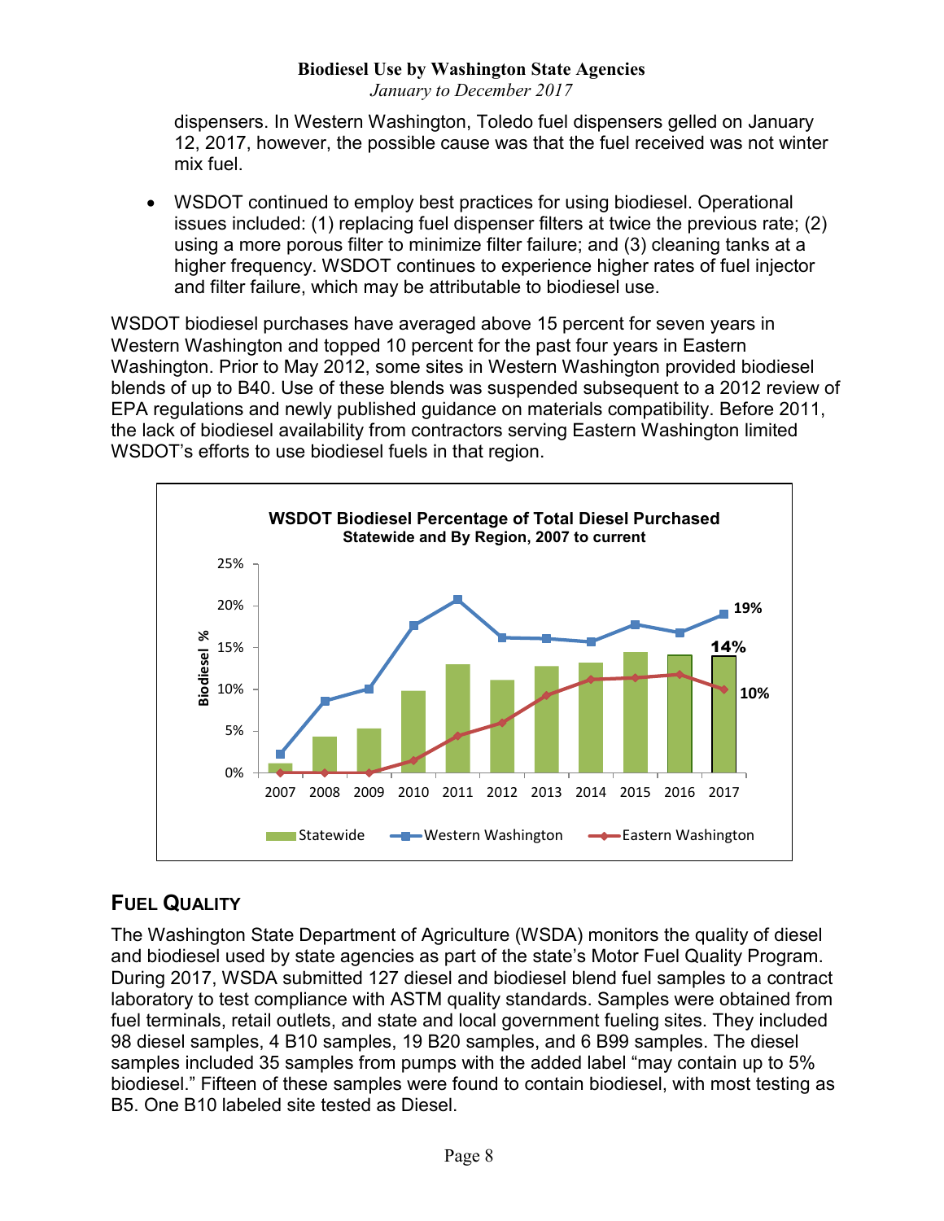dispensers. In Western Washington, Toledo fuel dispensers gelled on January 12, 2017, however, the possible cause was that the fuel received was not winter mix fuel.

- WSDOT continued to employ best practices for using biodiesel. Operational issues included: (1) replacing fuel dispenser filters at twice the previous rate; (2) using a more porous filter to minimize filter failure; and (3) cleaning tanks at a higher frequency. WSDOT continues to experience higher rates of fuel injector and filter failure, which may be attributable to biodiesel use.

WSDOT biodiesel purchases have averaged above 15 percent for seven years in Western Washington and topped 10 percent for the past four years in Eastern Washington. Prior to May 2012, some sites in Western Washington provided biodiesel blends of up to B40. Use of these blends was suspended subsequent to a 2012 review of EPA regulations and newly published guidance on materials compatibility. Before 2011, the lack of biodiesel availability from contractors serving Eastern Washington limited WSDOT's efforts to use biodiesel fuels in that region.

**WSDOT Biodiesel Percentage of Total Diesel Purchased**
**Statewide and By Region, 2007 to current**

| Year | Statewide | Western Washington | Eastern Washington |
|---|---|---|---|
| 2017 | 14% | 19% | 10% |

## Fuel Quality

The Washington State Department of Agriculture (WSDA) monitors the quality of diesel and biodiesel used by state agencies as part of the state's Motor Fuel Quality Program. During 2017, WSDA submitted 127 diesel and biodiesel blend fuel samples to a contract laboratory to test compliance with ASTM quality standards. Samples were obtained from fuel terminals, retail outlets, and state and local government fueling sites. They included 98 diesel samples, 4 B10 samples, 19 B20 samples, and 6 B99 samples. The diesel samples included 35 samples from pumps with the added label "may contain up to 5% biodiesel." Fifteen of these samples were found to contain biodiesel, with most testing as B5. One B10 labeled site tested as Diesel.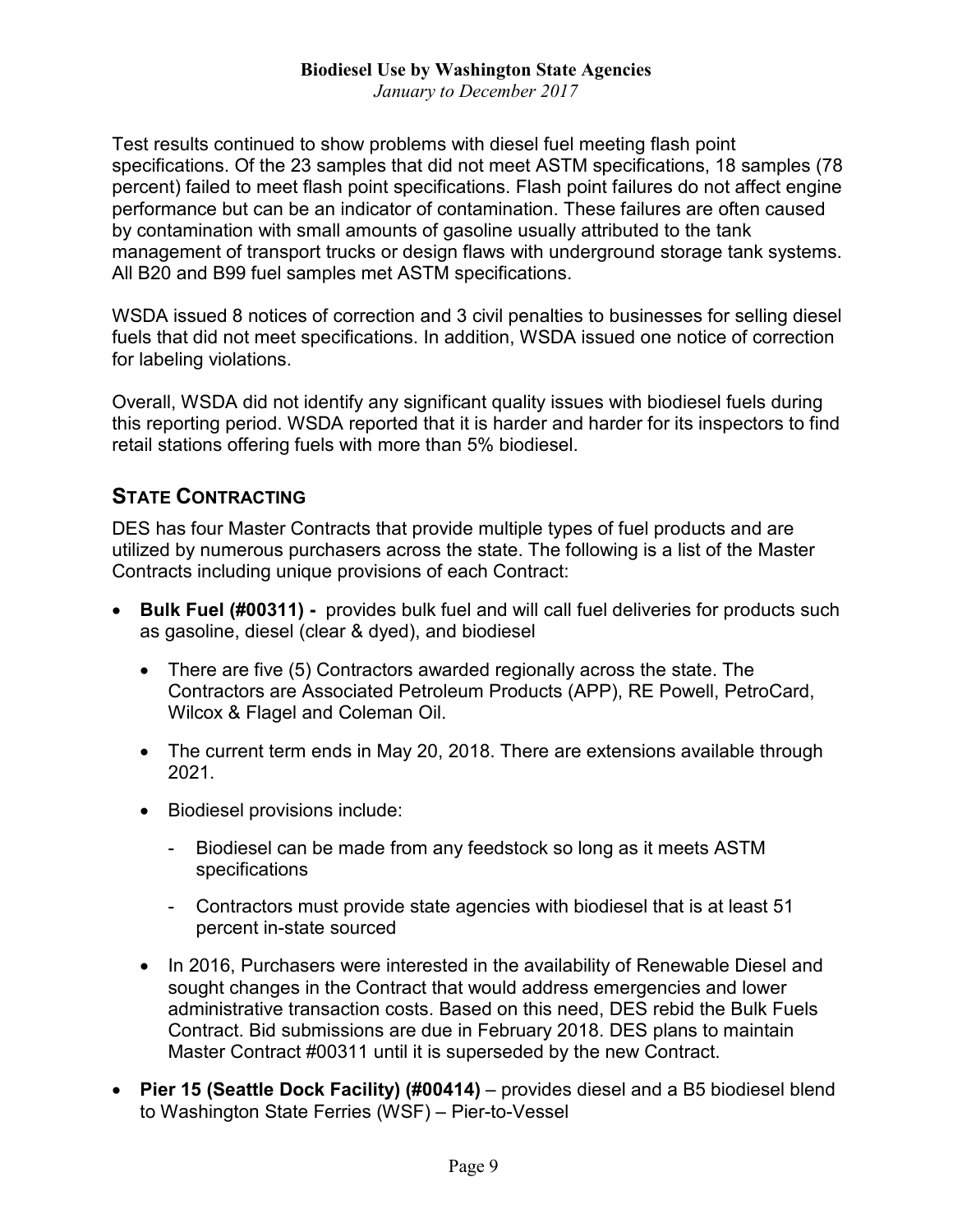Test results continued to show problems with diesel fuel meeting flash point specifications. Of the 23 samples that did not meet ASTM specifications, 18 samples (78 percent) failed to meet flash point specifications. Flash point failures do not affect engine performance but can be an indicator of contamination. These failures are often caused by contamination with small amounts of gasoline usually attributed to the tank management of transport trucks or design flaws with underground storage tank systems. All B20 and B99 fuel samples met ASTM specifications.

WSDA issued 8 notices of correction and 3 civil penalties to businesses for selling diesel fuels that did not meet specifications. In addition, WSDA issued one notice of correction for labeling violations.

Overall, WSDA did not identify any significant quality issues with biodiesel fuels during this reporting period. WSDA reported that it is harder and harder for its inspectors to find retail stations offering fuels with more than 5% biodiesel.

## State Contracting

DES has four Master Contracts that provide multiple types of fuel products and are utilized by numerous purchasers across the state. The following is a list of the Master Contracts including unique provisions of each Contract:

- **Bulk Fuel (#00311) -** provides bulk fuel and will call fuel deliveries for products such as gasoline, diesel (clear & dyed), and biodiesel
  - There are five (5) Contractors awarded regionally across the state. The Contractors are Associated Petroleum Products (APP), RE Powell, PetroCard, Wilcox & Flagel and Coleman Oil.
  - The current term ends in May 20, 2018. There are extensions available through 2021.
  - Biodiesel provisions include:
    - Biodiesel can be made from any feedstock so long as it meets ASTM specifications
    - Contractors must provide state agencies with biodiesel that is at least 51 percent in-state sourced
  - In 2016, Purchasers were interested in the availability of Renewable Diesel and sought changes in the Contract that would address emergencies and lower administrative transaction costs. Based on this need, DES rebid the Bulk Fuels Contract. Bid submissions are due in February 2018. DES plans to maintain Master Contract #00311 until it is superseded by the new Contract.
- **Pier 15 (Seattle Dock Facility) (#00414)** – provides diesel and a B5 biodiesel blend to Washington State Ferries (WSF) – Pier-to-Vessel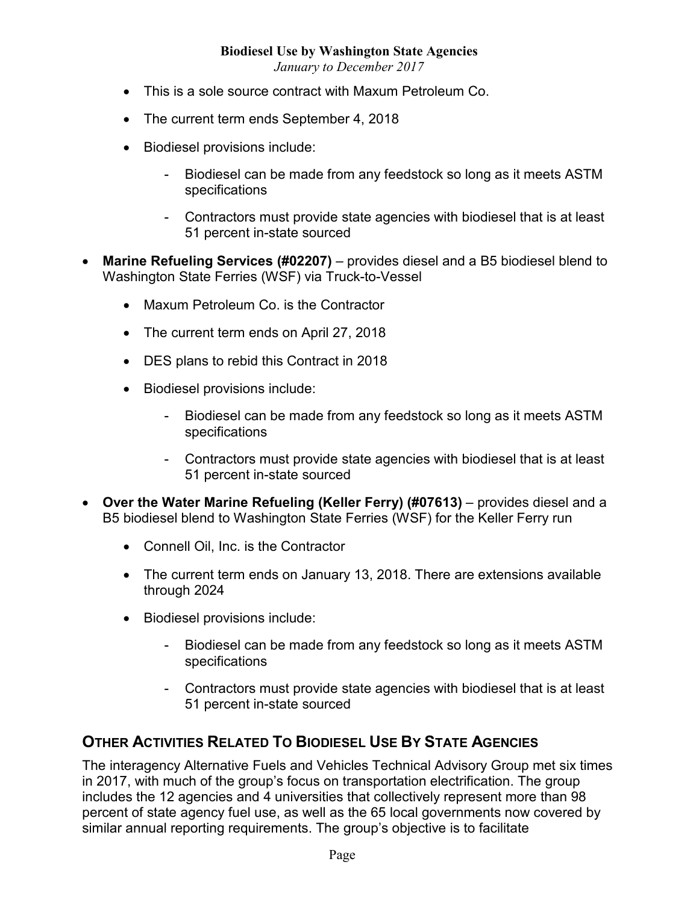- This is a sole source contract with Maxum Petroleum Co.
- The current term ends September 4, 2018
- Biodiesel provisions include:
    - Biodiesel can be made from any feedstock so long as it meets ASTM specifications
    - Contractors must provide state agencies with biodiesel that is at least 51 percent in-state sourced

- **Marine Refueling Services (#02207)** – provides diesel and a B5 biodiesel blend to Washington State Ferries (WSF) via Truck-to-Vessel
    - Maxum Petroleum Co. is the Contractor
    - The current term ends on April 27, 2018
    - DES plans to rebid this Contract in 2018
    - Biodiesel provisions include:
        - Biodiesel can be made from any feedstock so long as it meets ASTM specifications
        - Contractors must provide state agencies with biodiesel that is at least 51 percent in-state sourced

- **Over the Water Marine Refueling (Keller Ferry) (#07613)** – provides diesel and a B5 biodiesel blend to Washington State Ferries (WSF) for the Keller Ferry run
    - Connell Oil, Inc. is the Contractor
    - The current term ends on January 13, 2018. There are extensions available through 2024
    - Biodiesel provisions include:
        - Biodiesel can be made from any feedstock so long as it meets ASTM specifications
        - Contractors must provide state agencies with biodiesel that is at least 51 percent in-state sourced

## Other Activities Related To Biodiesel Use By State Agencies

The interagency Alternative Fuels and Vehicles Technical Advisory Group met six times in 2017, with much of the group's focus on transportation electrification. The group includes the 12 agencies and 4 universities that collectively represent more than 98 percent of state agency fuel use, as well as the 65 local governments now covered by similar annual reporting requirements. The group's objective is to facilitate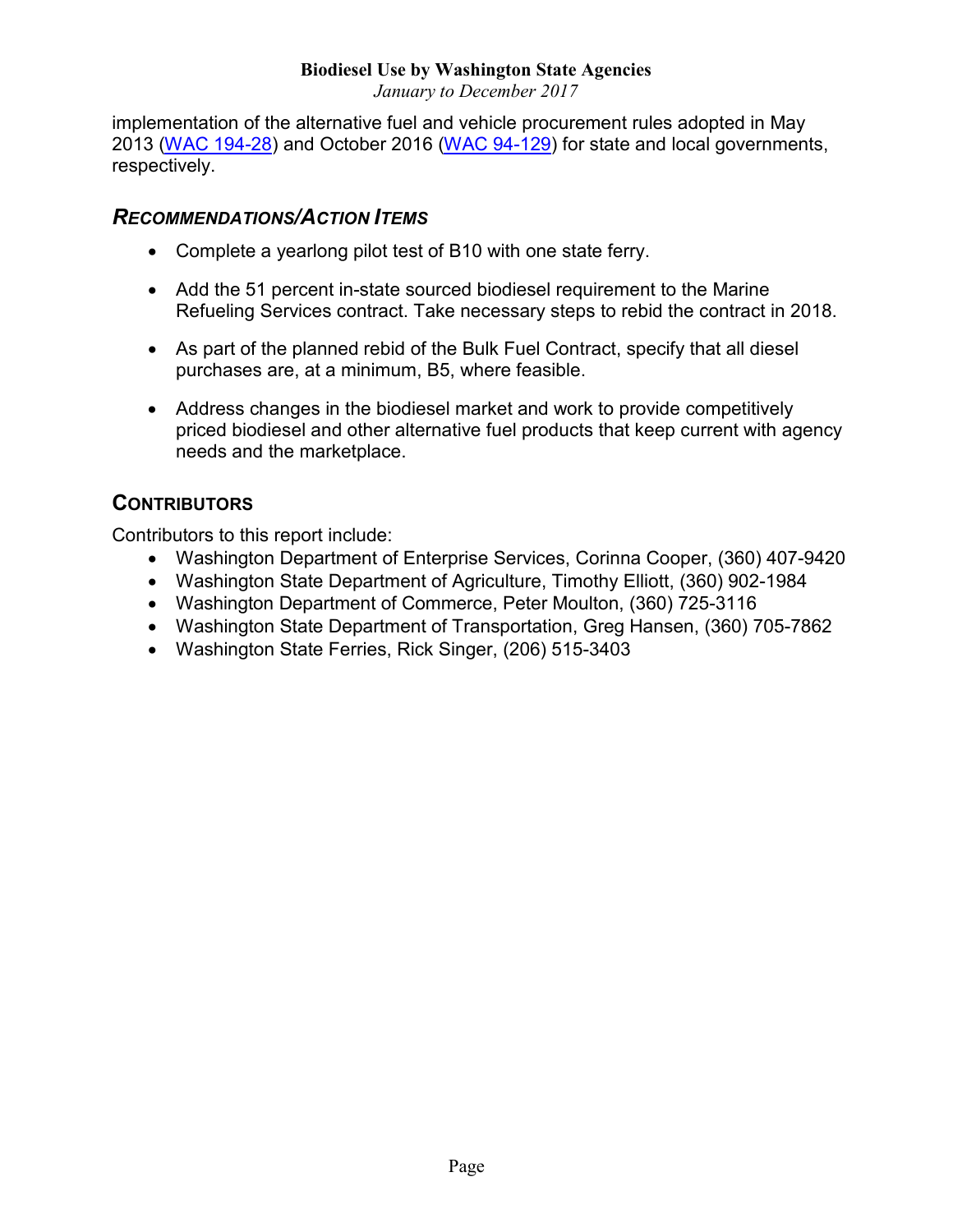implementation of the alternative fuel and vehicle procurement rules adopted in May 2013 ([WAC 194-28]) and October 2016 ([WAC 94-129]) for state and local governments, respectively.

## *RECOMMENDATIONS/ACTION ITEMS*

- Complete a yearlong pilot test of B10 with one state ferry.
- Add the 51 percent in-state sourced biodiesel requirement to the Marine Refueling Services contract. Take necessary steps to rebid the contract in 2018.
- As part of the planned rebid of the Bulk Fuel Contract, specify that all diesel purchases are, at a minimum, B5, where feasible.
- Address changes in the biodiesel market and work to provide competitively priced biodiesel and other alternative fuel products that keep current with agency needs and the marketplace.

## CONTRIBUTORS

Contributors to this report include:

- Washington Department of Enterprise Services, Corinna Cooper, (360) 407-9420
- Washington State Department of Agriculture, Timothy Elliott, (360) 902-1984
- Washington Department of Commerce, Peter Moulton, (360) 725-3116
- Washington State Department of Transportation, Greg Hansen, (360) 705-7862
- Washington State Ferries, Rick Singer, (206) 515-3403